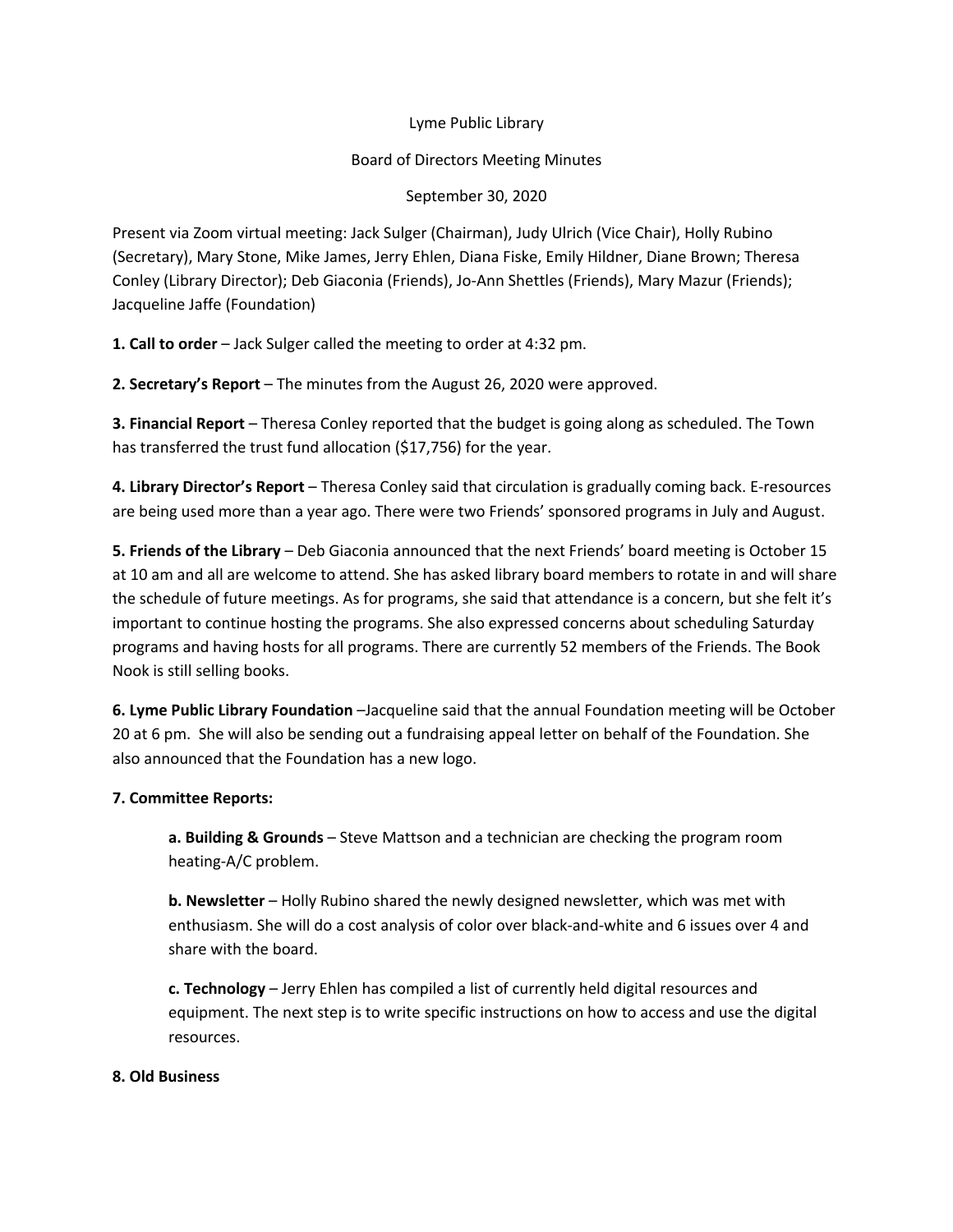Lyme Public Library

Board of Directors Meeting Minutes

September 30, 2020

Present via Zoom virtual meeting: Jack Sulger (Chairman), Judy Ulrich (Vice Chair), Holly Rubino (Secretary), Mary Stone, Mike James, Jerry Ehlen, Diana Fiske, Emily Hildner, Diane Brown; Theresa Conley (Library Director); Deb Giaconia (Friends), Jo-Ann Shettles (Friends), Mary Mazur (Friends); Jacqueline Jaffe (Foundation)

**1. Call to order** – Jack Sulger called the meeting to order at 4:32 pm.

**2. Secretary's Report** – The minutes from the August 26, 2020 were approved.

**3. Financial Report** – Theresa Conley reported that the budget is going along as scheduled. The Town has transferred the trust fund allocation ($17,756) for the year.

**4. Library Director's Report** – Theresa Conley said that circulation is gradually coming back. E-resources are being used more than a year ago. There were two Friends' sponsored programs in July and August.

**5. Friends of the Library** – Deb Giaconia announced that the next Friends' board meeting is October 15 at 10 am and all are welcome to attend. She has asked library board members to rotate in and will share the schedule of future meetings. As for programs, she said that attendance is a concern, but she felt it's important to continue hosting the programs. She also expressed concerns about scheduling Saturday programs and having hosts for all programs. There are currently 52 members of the Friends. The Book Nook is still selling books.

**6. Lyme Public Library Foundation** –Jacqueline said that the annual Foundation meeting will be October 20 at 6 pm. She will also be sending out a fundraising appeal letter on behalf of the Foundation. She also announced that the Foundation has a new logo.

**7. Committee Reports:**

**a. Building & Grounds** – Steve Mattson and a technician are checking the program room heating-A/C problem.

**b. Newsletter** – Holly Rubino shared the newly designed newsletter, which was met with enthusiasm. She will do a cost analysis of color over black-and-white and 6 issues over 4 and share with the board.

**c. Technology** – Jerry Ehlen has compiled a list of currently held digital resources and equipment. The next step is to write specific instructions on how to access and use the digital resources.

**8. Old Business**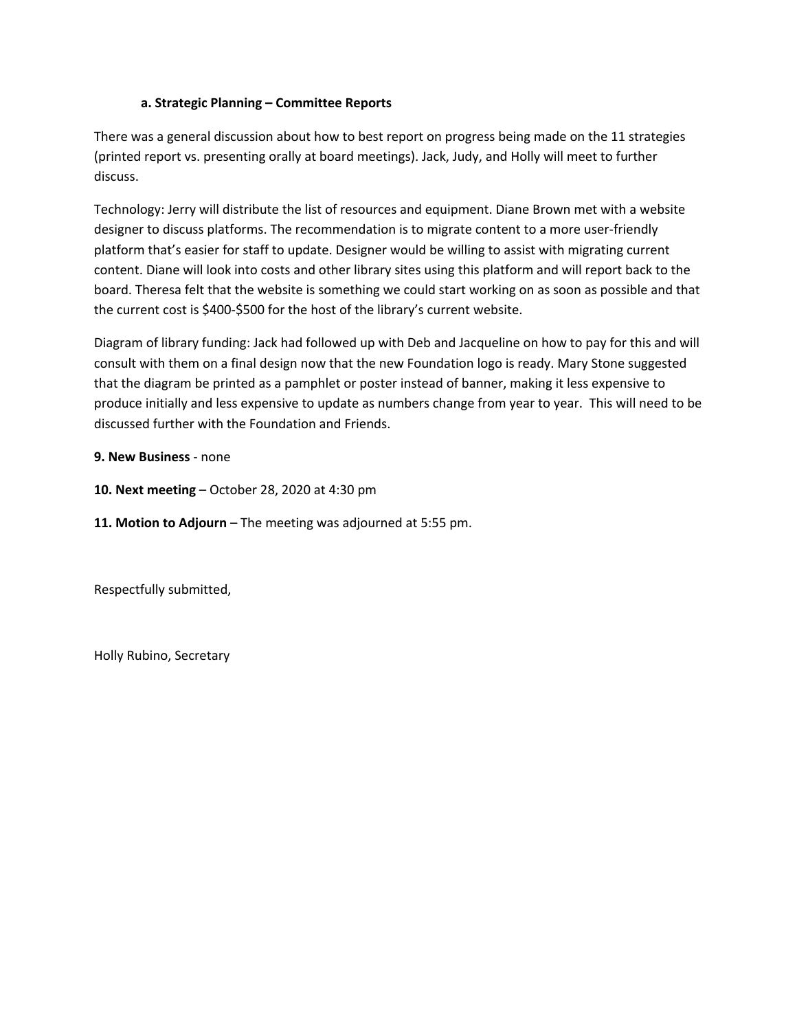**a. Strategic Planning – Committee Reports**

There was a general discussion about how to best report on progress being made on the 11 strategies (printed report vs. presenting orally at board meetings). Jack, Judy, and Holly will meet to further discuss.

Technology: Jerry will distribute the list of resources and equipment. Diane Brown met with a website designer to discuss platforms. The recommendation is to migrate content to a more user-friendly platform that's easier for staff to update. Designer would be willing to assist with migrating current content. Diane will look into costs and other library sites using this platform and will report back to the board. Theresa felt that the website is something we could start working on as soon as possible and that the current cost is $400-$500 for the host of the library's current website.

Diagram of library funding: Jack had followed up with Deb and Jacqueline on how to pay for this and will consult with them on a final design now that the new Foundation logo is ready. Mary Stone suggested that the diagram be printed as a pamphlet or poster instead of banner, making it less expensive to produce initially and less expensive to update as numbers change from year to year. This will need to be discussed further with the Foundation and Friends.

**9. New Business** - none

**10. Next meeting** – October 28, 2020 at 4:30 pm

**11. Motion to Adjourn** – The meeting was adjourned at 5:55 pm.

Respectfully submitted,

Holly Rubino, Secretary